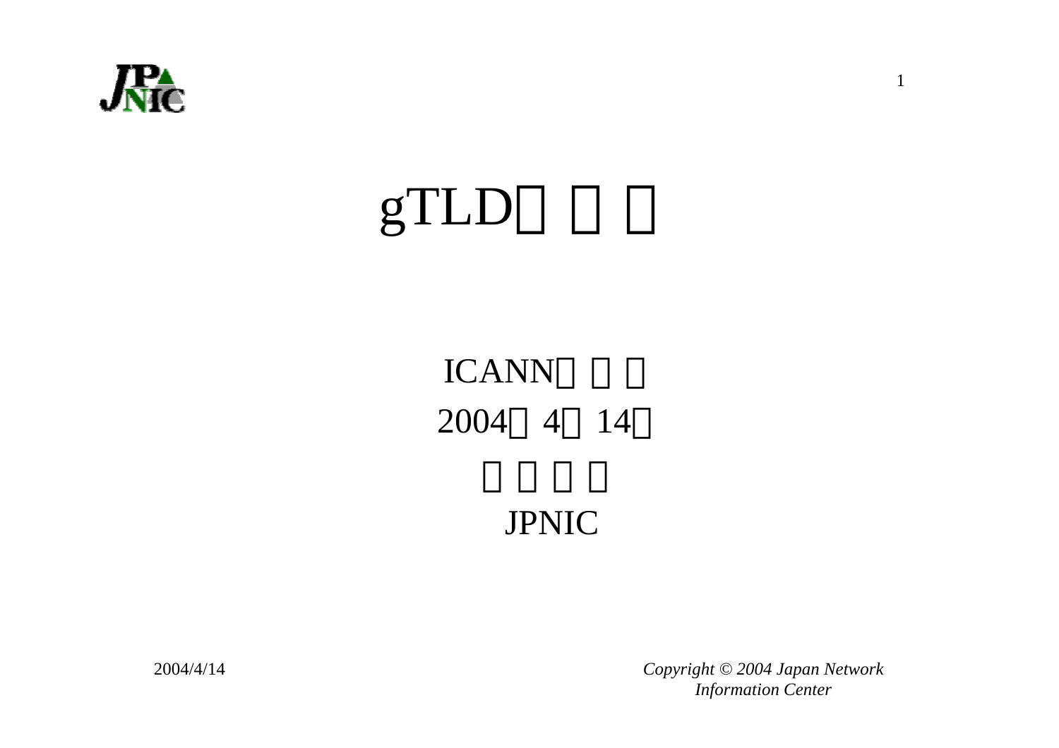# gTLD□ □ □

ICANN□ □ □

2004□ 4□ 14□

□ □ □ □

JPNIC

2004/4/14

*Copyright © 2004 Japan Network Information Center*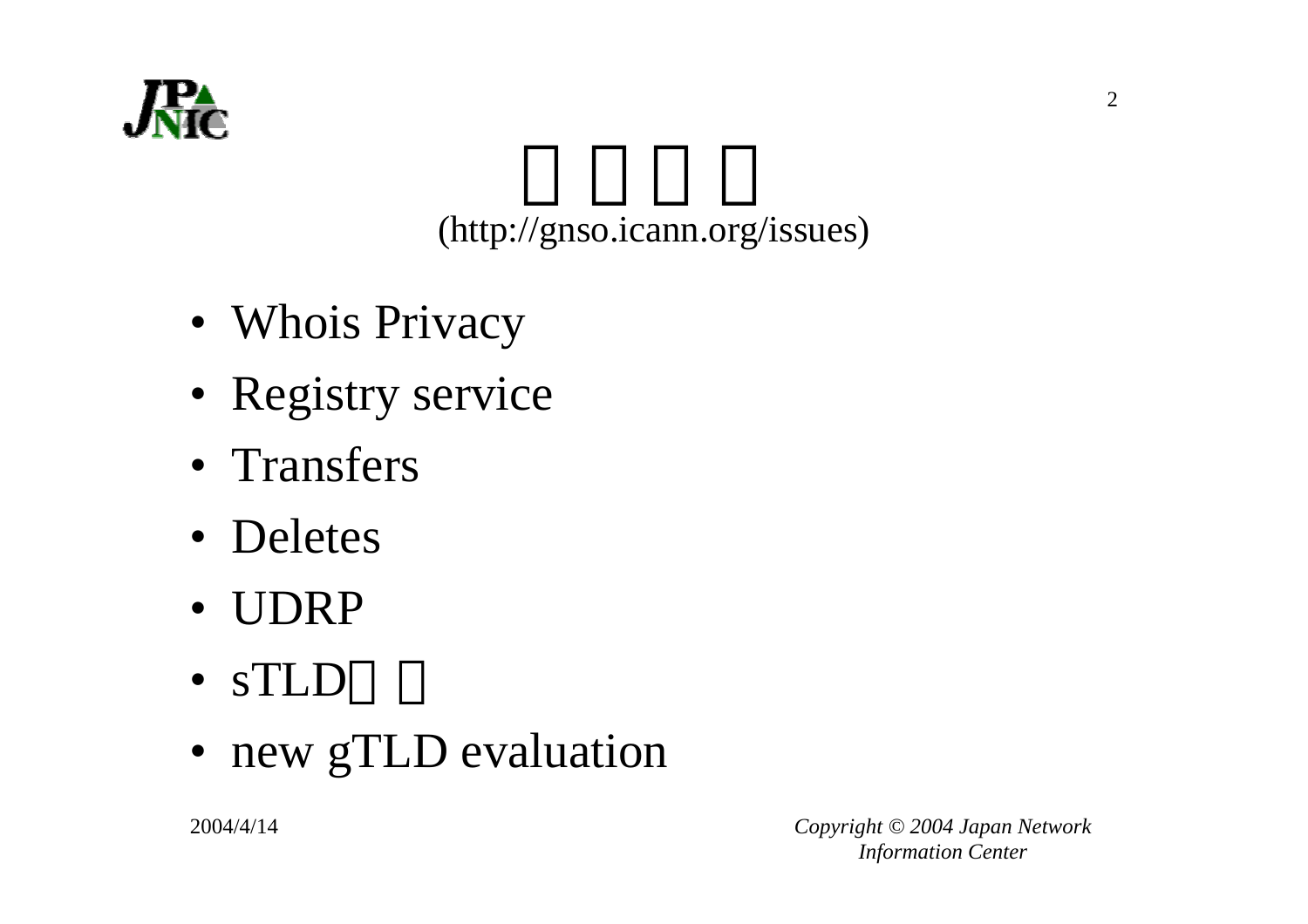# □□□□
(http://gnso.icann.org/issues)

- Whois Privacy
- Registry service
- Transfers
- Deletes
- UDRP
- sTLD□□
- new gTLD evaluation

2004/4/14

*Copyright © 2004 Japan Network Information Center*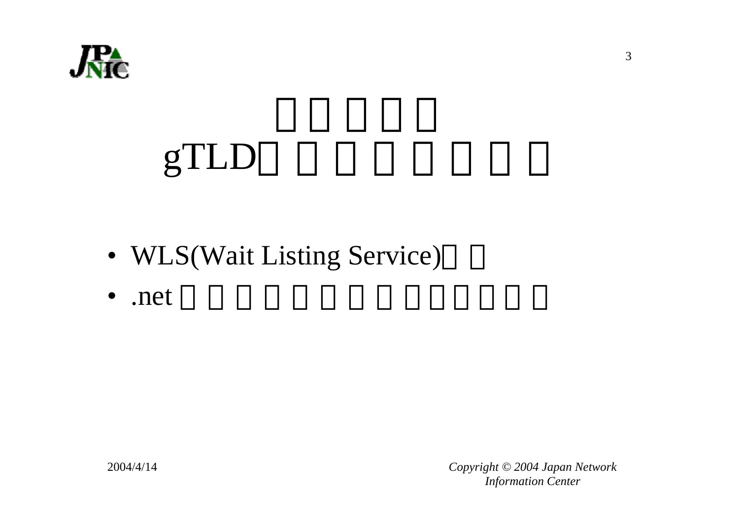# □□□□□
# gTLD□□□□□□□□

- WLS(Wait Listing Service)□□
- .net□□□□□□□□□□□□□□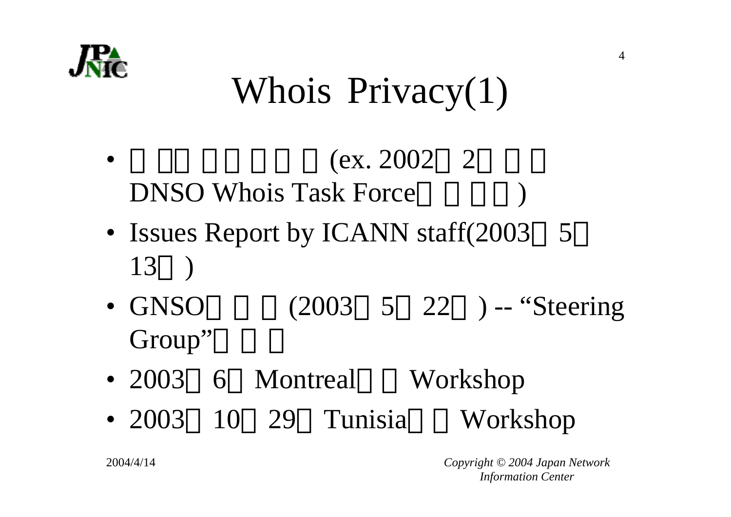# Whois Privacy(1)

- □ □□ □□ □□ □ (ex. 2002□ 2□ □ □ DNSO Whois Task Force□ □ □□)
- Issues Report by ICANN staff(2003□ 5□ 13□ )
- GNSO□ □ □ (2003□ 5□ 22□ ) -- "Steering Group"□ □ □
- 2003□ 6□ Montreal□ □ Workshop
- 2003□ 10□ 29□ Tunisia□ □ Workshop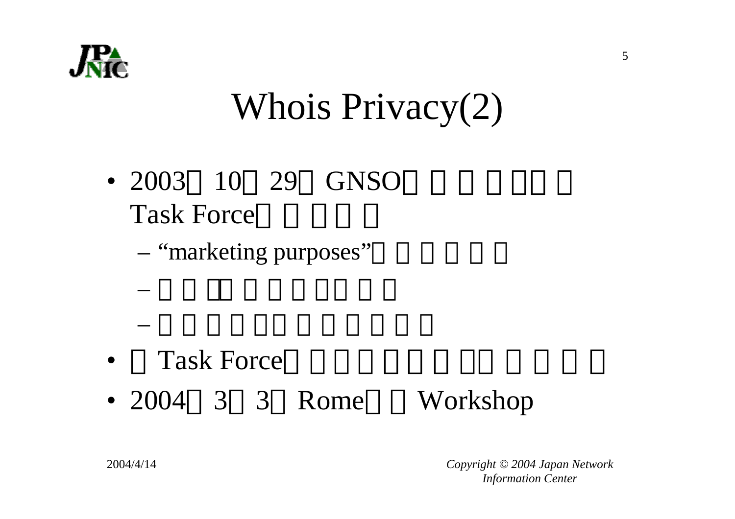# Whois Privacy(2)

- 2003□10□29□GNSO□□□□□□□Task Force□□□□□
  - “marketing purposes”□□□□□□
  - □□□□□□□□□□□□
  - □□□□□□□□□□□□
- □Task Force□□□□□□□□□□□□□
- 2004□3□3□Rome□□Workshop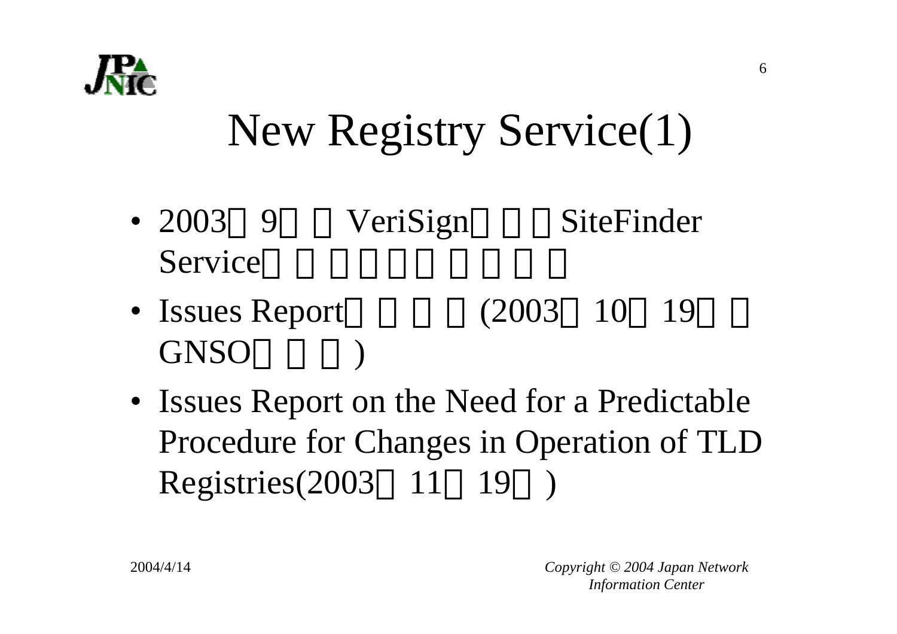# New Registry Service(1)

- 2003□9□□VeriSign□□□SiteFinder Service□□□□□□□□□□
- Issues Report□□□□(2003□10□19□□GNSO□□□)
- Issues Report on the Need for a Predictable Procedure for Changes in Operation of TLD Registries(2003□11□19□)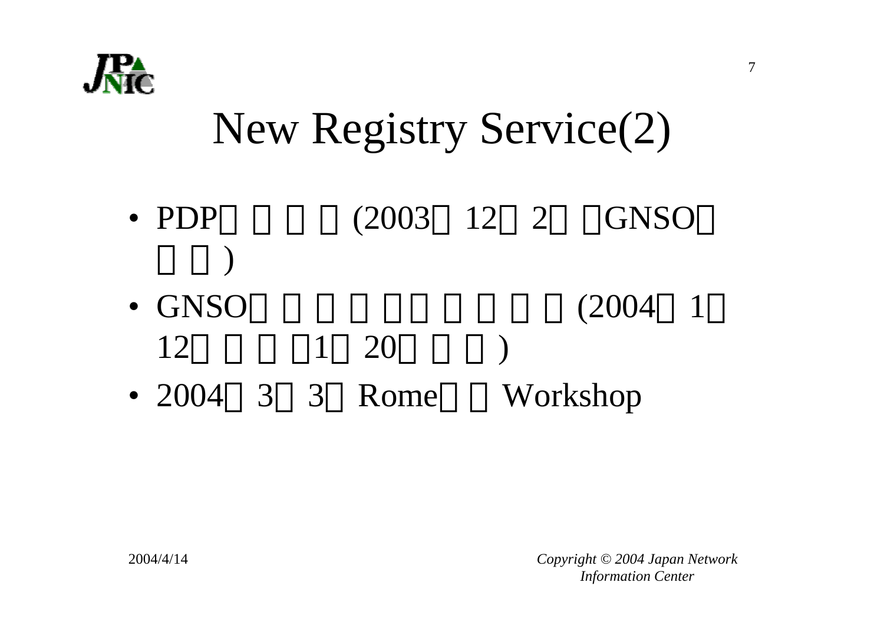# New Registry Service(2)

- PDP□ □ □ □ (2003□ 12□ 2□ □GNSO□ □ □)
- GNSO□ □ □ □ □□ □ □ □ □ (2004□ 1□ 12□ □ □ □1□ 20□ □ □)
- 2004□ 3□ 3□ Rome□ □ Workshop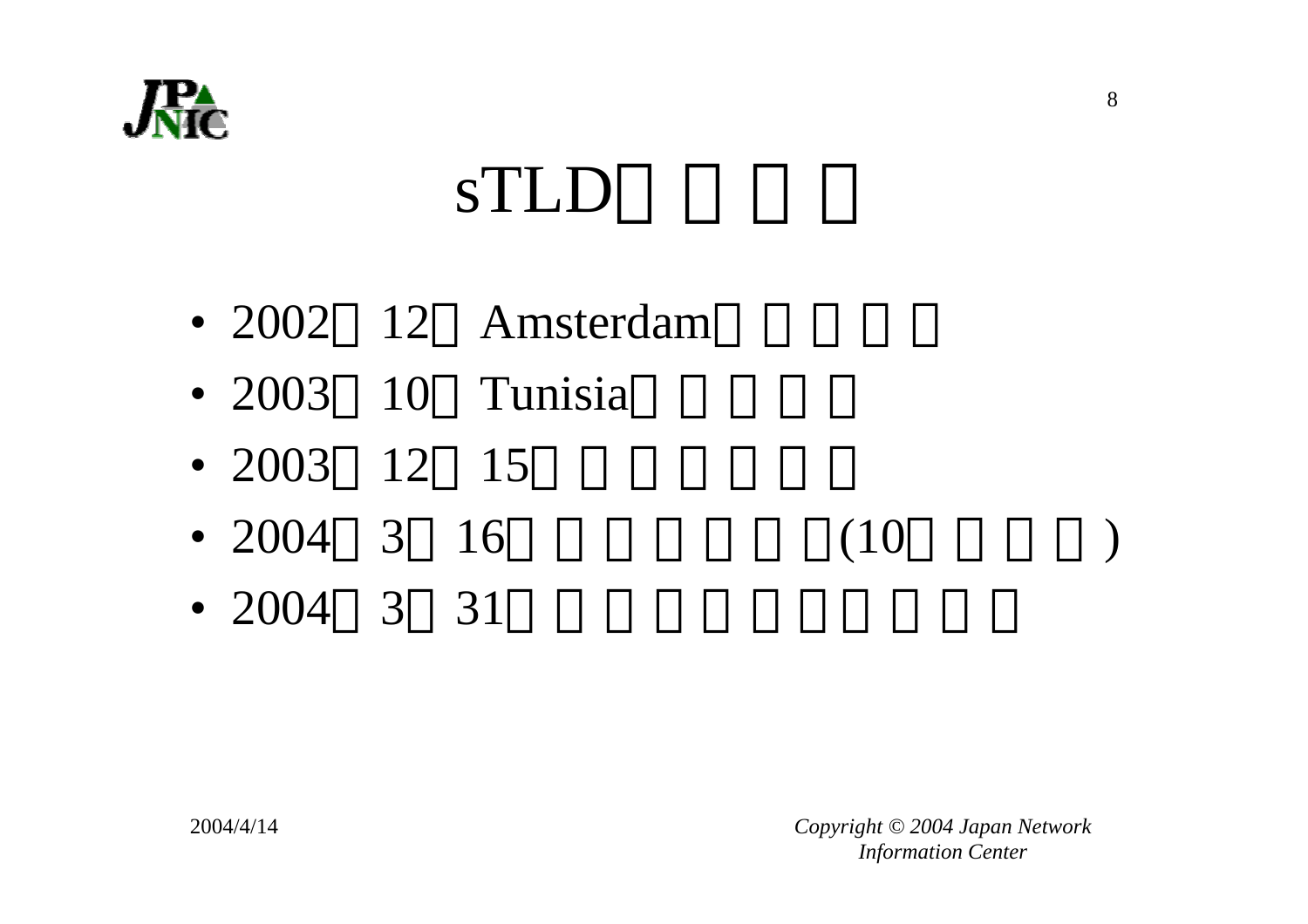# sTLD□□□□

- 2002□12□Amsterdam□□□□□
- 2003□10□Tunisia□□□□□
- 2003□12□15□□□□□□
- 2004□3□16□□□□□□(10□□□□)
- 2004□3□31□□□□□□□□□□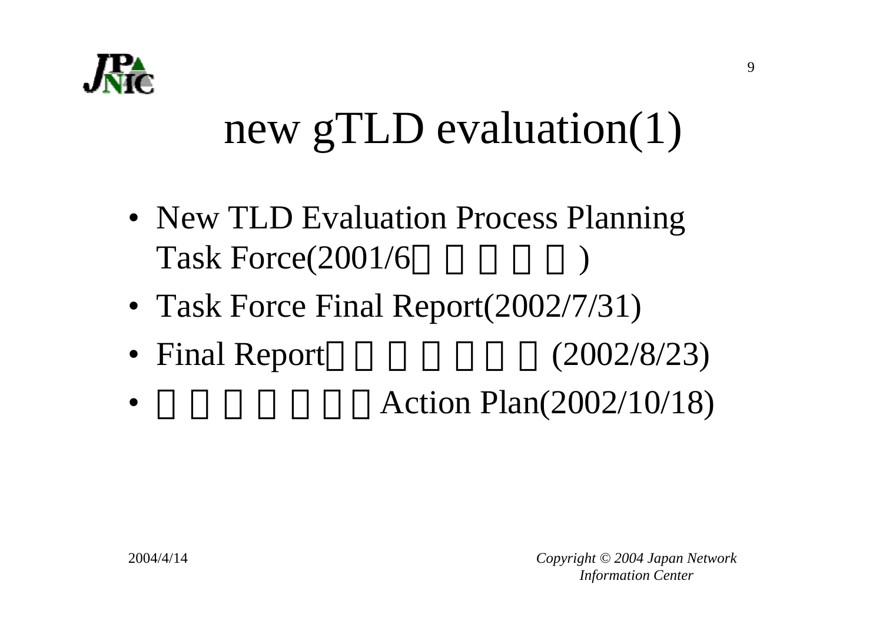# new gTLD evaluation(1)

- New TLD Evaluation Process Planning Task Force(2001/6□□□□□)
- Task Force Final Report(2002/7/31)
- Final Report□□□□□□(2002/8/23)
- □□□□□□Action Plan(2002/10/18)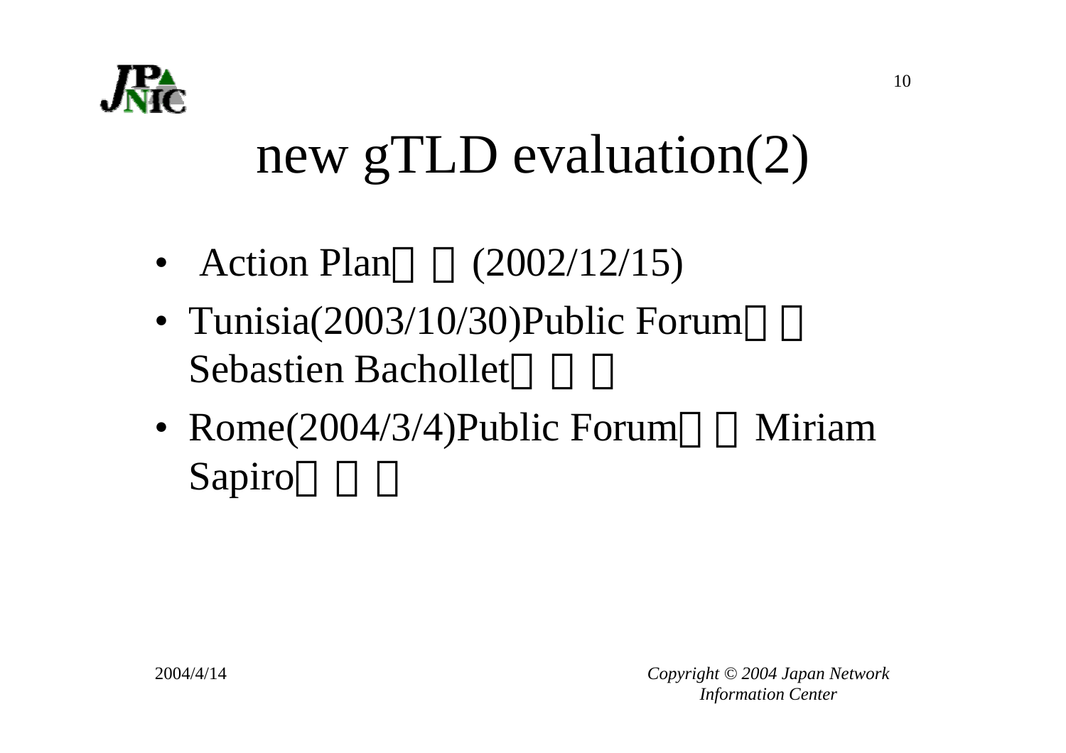# new gTLD evaluation(2)

- Action Plan□□(2002/12/15)
- Tunisia(2003/10/30)Public Forum□□Sebastien Bachollet□□□
- Rome(2004/3/4)Public Forum□□Miriam Sapiro□□□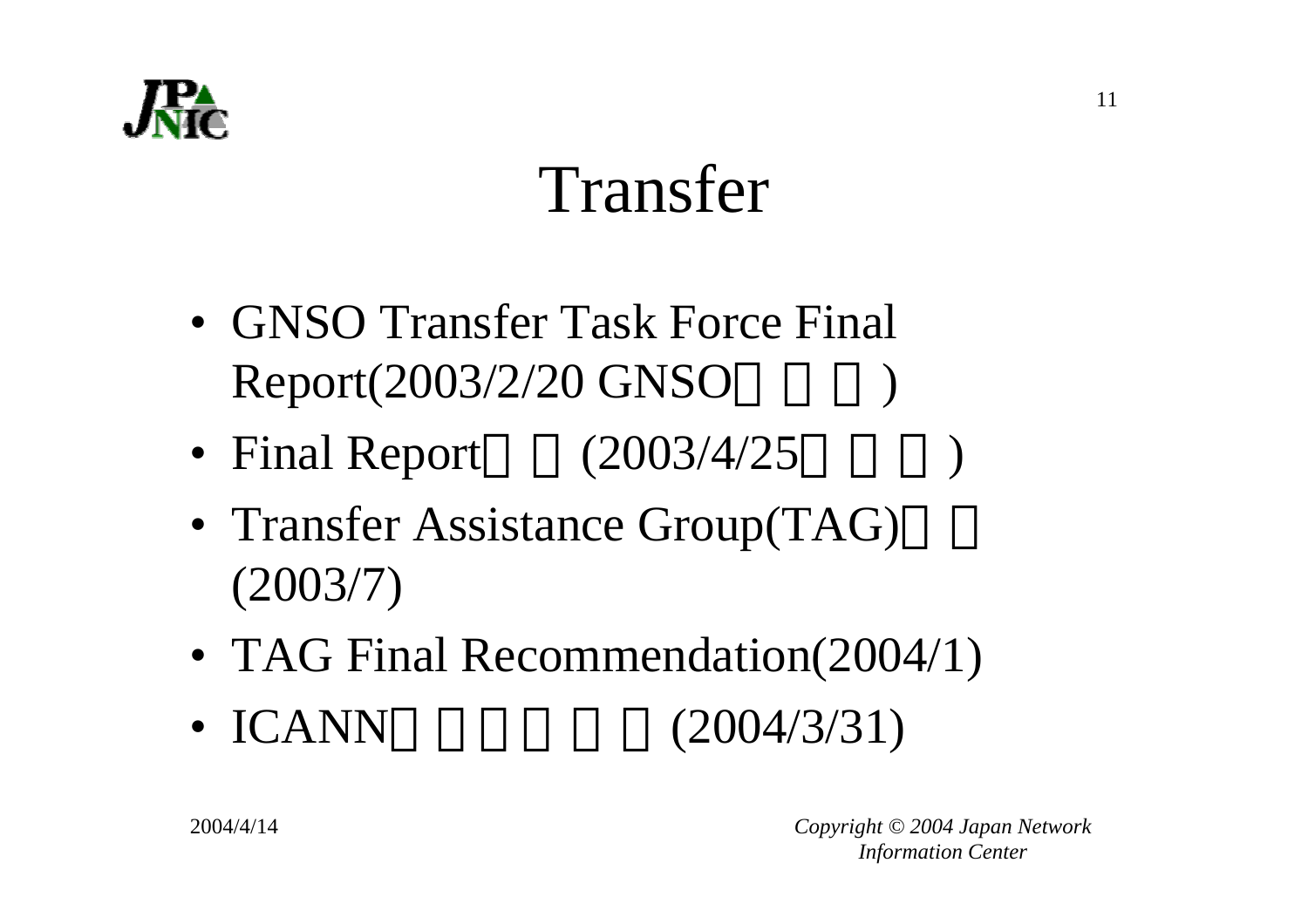# Transfer

- GNSO Transfer Task Force Final Report(2003/2/20 GNSO□ □ □)
- Final Report□ □ (2003/4/25□ □ □)
- Transfer Assistance Group(TAG)□ □ (2003/7)
- TAG Final Recommendation(2004/1)
- ICANN□ □ □ □ □ □ (2004/3/31)

2004/4/14

*Copyright © 2004 Japan Network Information Center*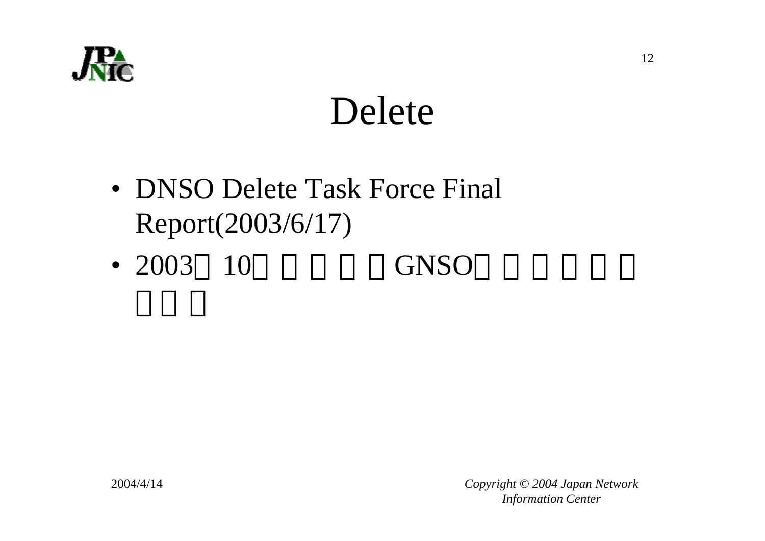# Delete

- DNSO Delete Task Force Final Report(2003/6/17)
- 2003□10□□□□□GNSO□□□□□□□□□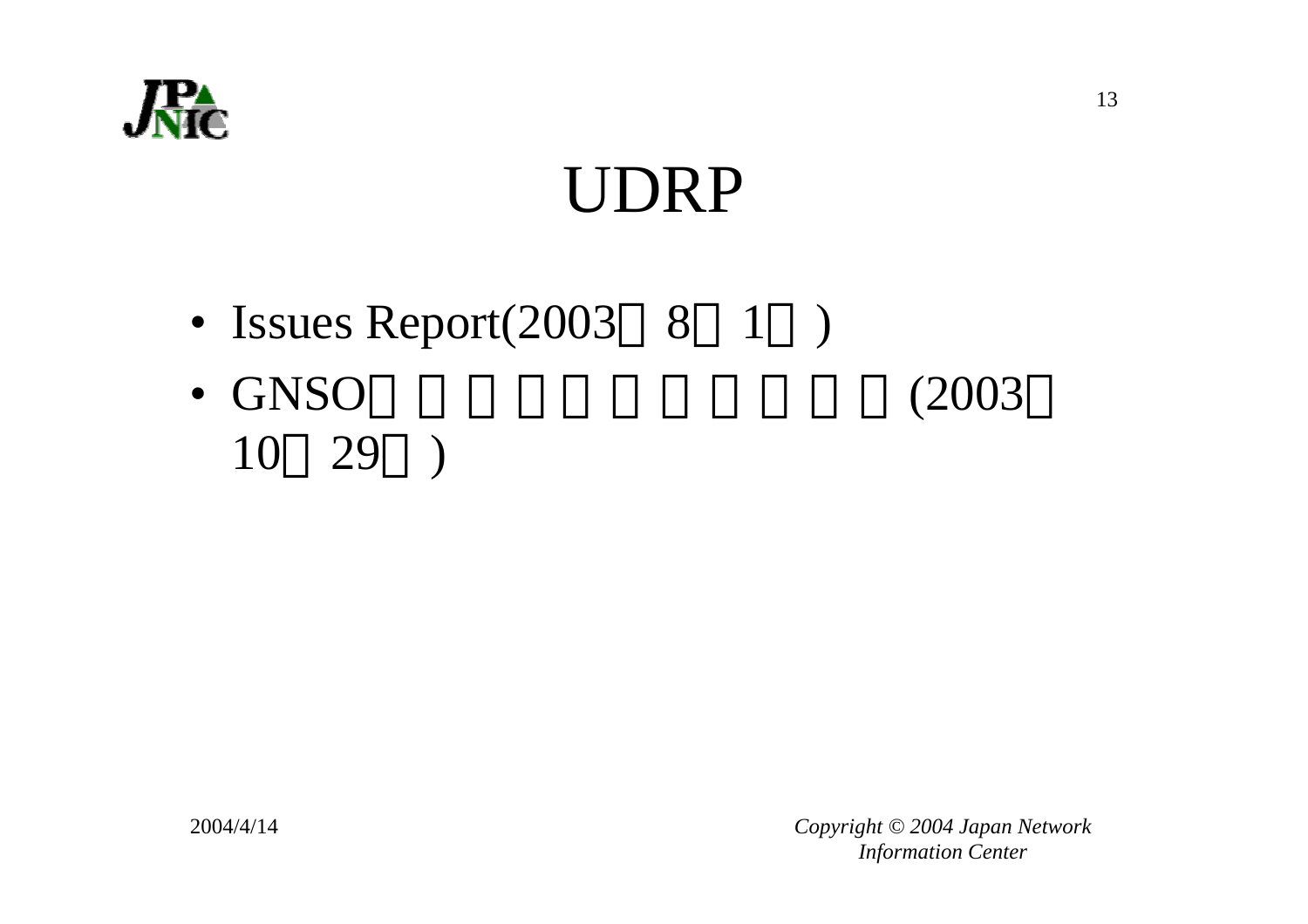# UDRP

- Issues Report(2003□8□1□)
- GNSO□□□□□□□□□□□(2003□10□29□)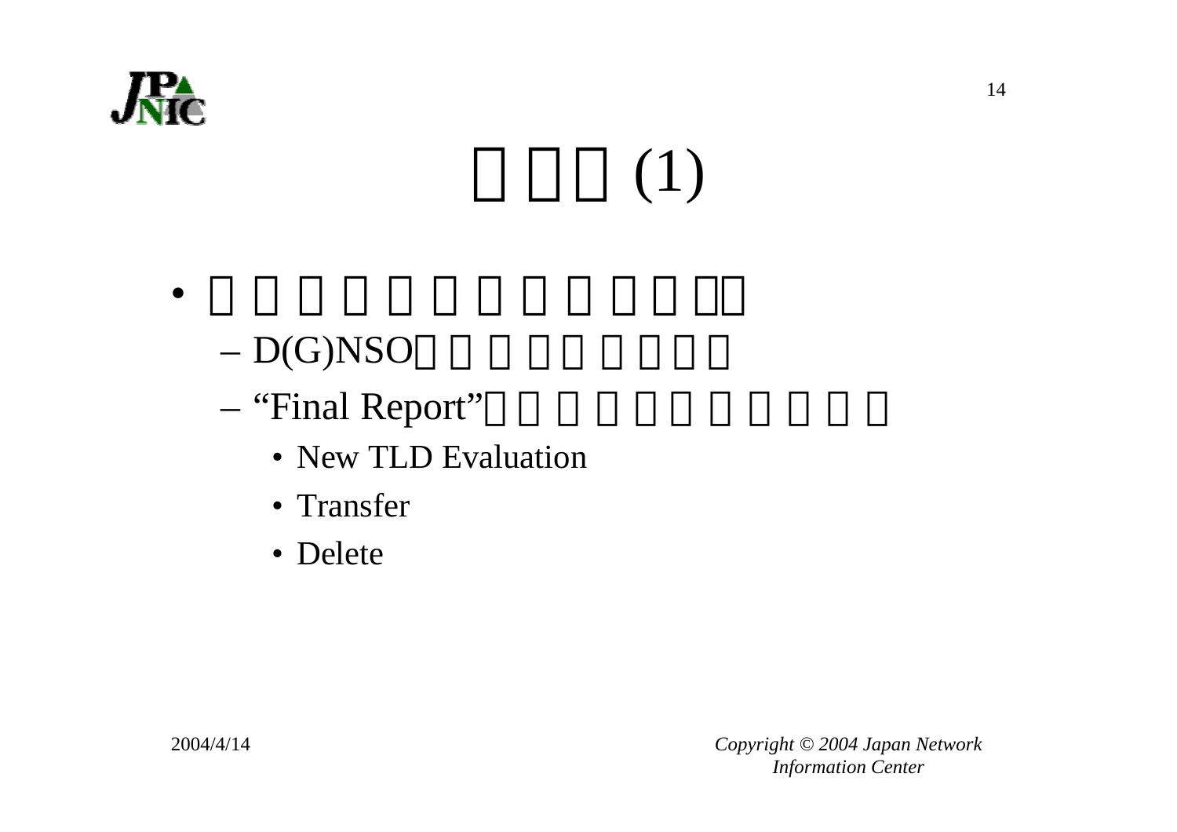# □□□(1)

- □□□□□□□□□□□□、□
  - D(G)NSO□□□□□□□□□
  - “Final Report”□□□□□□□□□□□
    - New TLD Evaluation
    - Transfer
    - Delete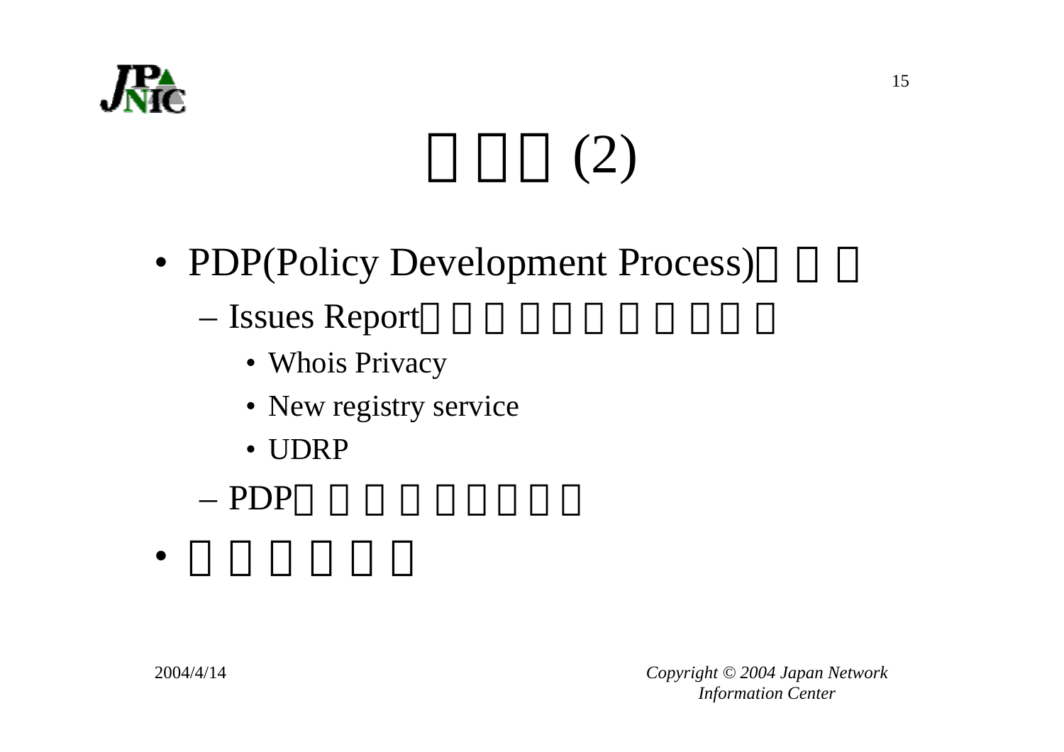# □ □□ (2)

- PDP(Policy Development Process)□ □ □
  - Issues Report□ □ □ □□□ □ □ □□ □
    - Whois Privacy
    - New registry service
    - UDRP
  - PDP□ □ □ □ □□□□
- □ □ □ □ □ □